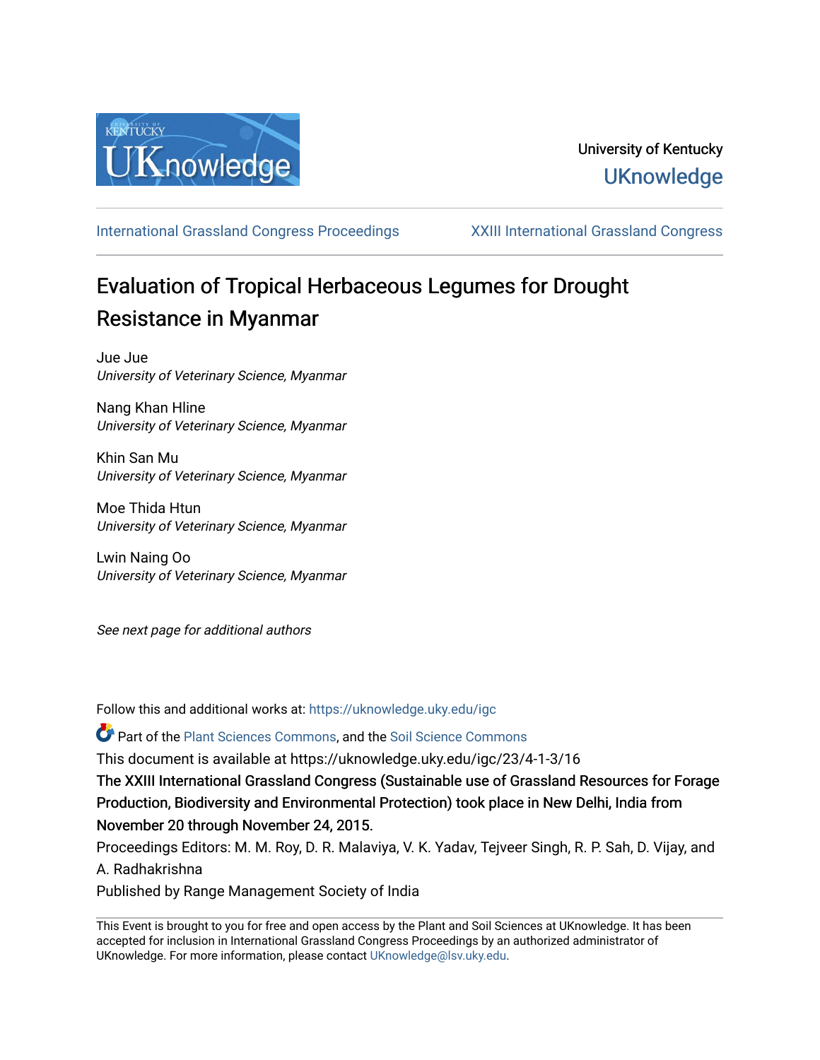University of Kentucky

UKnowledge

International Grassland Congress Proceedings

XXIII International Grassland Congress

# Evaluation of Tropical Herbaceous Legumes for Drought Resistance in Myanmar

Jue Jue
*University of Veterinary Science, Myanmar*

Nang Khan Hline
*University of Veterinary Science, Myanmar*

Khin San Mu
*University of Veterinary Science, Myanmar*

Moe Thida Htun
*University of Veterinary Science, Myanmar*

Lwin Naing Oo
*University of Veterinary Science, Myanmar*

*See next page for additional authors*

Follow this and additional works at: https://uknowledge.uky.edu/igc

Part of the Plant Sciences Commons, and the Soil Science Commons

This document is available at https://uknowledge.uky.edu/igc/23/4-1-3/16

The XXIII International Grassland Congress (Sustainable use of Grassland Resources for Forage Production, Biodiversity and Environmental Protection) took place in New Delhi, India from November 20 through November 24, 2015.

Proceedings Editors: M. M. Roy, D. R. Malaviya, V. K. Yadav, Tejveer Singh, R. P. Sah, D. Vijay, and A. Radhakrishna

Published by Range Management Society of India

This Event is brought to you for free and open access by the Plant and Soil Sciences at UKnowledge. It has been accepted for inclusion in International Grassland Congress Proceedings by an authorized administrator of UKnowledge. For more information, please contact UKnowledge@lsv.uky.edu.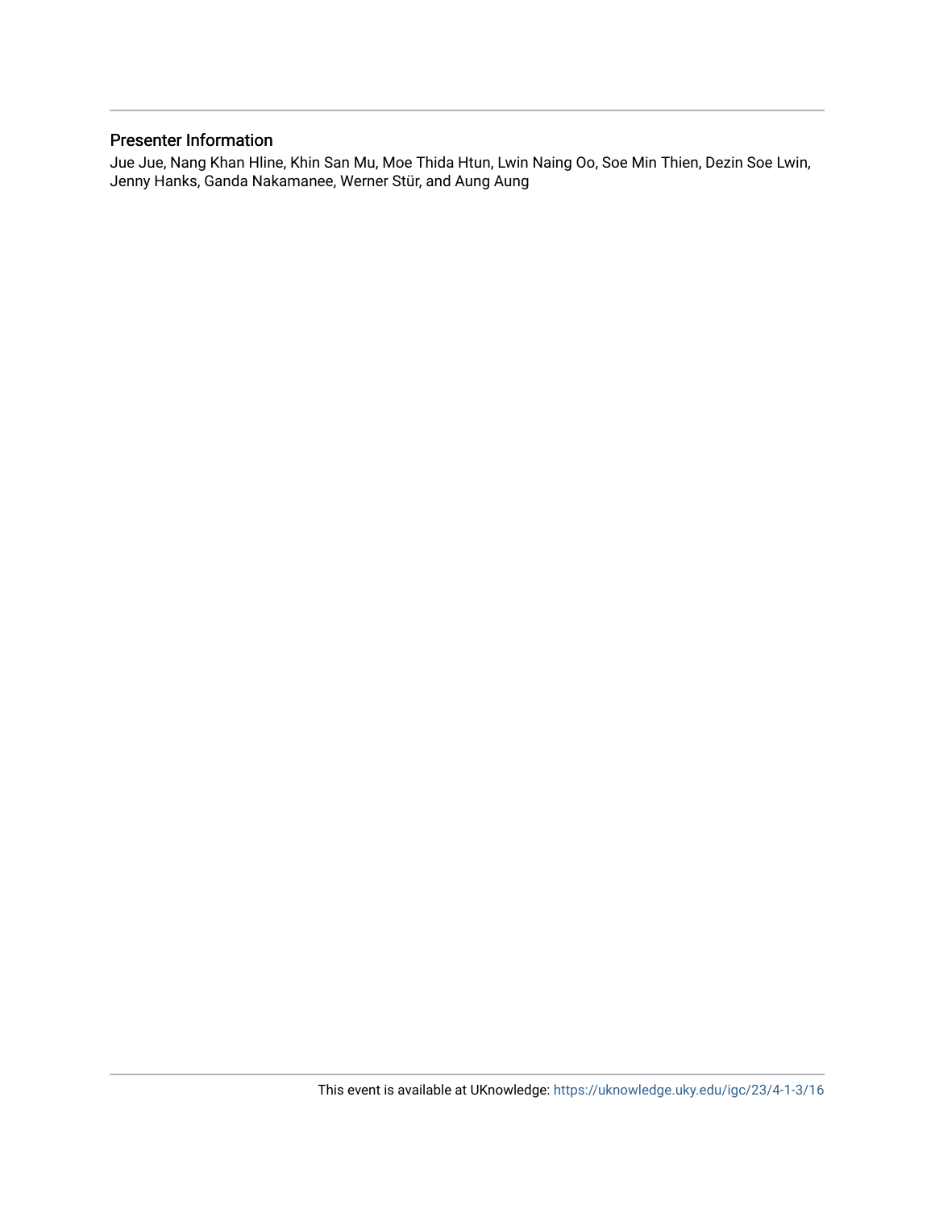## Presenter Information

Jue Jue, Nang Khan Hline, Khin San Mu, Moe Thida Htun, Lwin Naing Oo, Soe Min Thien, Dezin Soe Lwin, Jenny Hanks, Ganda Nakamanee, Werner Stür, and Aung Aung

This event is available at UKnowledge: https://uknowledge.uky.edu/igc/23/4-1-3/16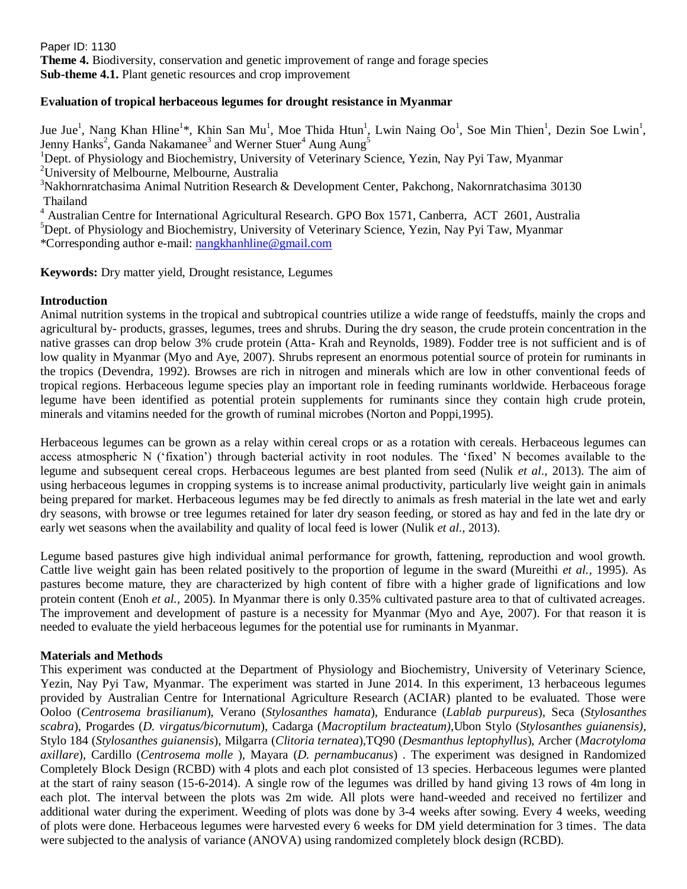Paper ID: 1130

**Theme 4.** Biodiversity, conservation and genetic improvement of range and forage species

**Sub-theme 4.1.** Plant genetic resources and crop improvement

**Evaluation of tropical herbaceous legumes for drought resistance in Myanmar**

Jue Jue[1], Nang Khan Hline[1]*, Khin San Mu[1], Moe Thida Htun[1], Lwin Naing Oo[1], Soe Min Thien[1], Dezin Soe Lwin[1], Jenny Hanks[2], Ganda Nakamanee[3] and Werner Stuer[4] Aung Aung[5]

[1]Dept. of Physiology and Biochemistry, University of Veterinary Science, Yezin, Nay Pyi Taw, Myanmar

[2]University of Melbourne, Melbourne, Australia

[3]Nakhornratchasima Animal Nutrition Research & Development Center, Pakchong, Nakornratchasima 30130 Thailand

[4] Australian Centre for International Agricultural Research. GPO Box 1571, Canberra, ACT 2601, Australia

[5]Dept. of Physiology and Biochemistry, University of Veterinary Science, Yezin, Nay Pyi Taw, Myanmar

*Corresponding author e-mail: nangkhanhline@gmail.com

**Keywords:** Dry matter yield, Drought resistance, Legumes

## Introduction

Animal nutrition systems in the tropical and subtropical countries utilize a wide range of feedstuffs, mainly the crops and agricultural by- products, grasses, legumes, trees and shrubs. During the dry season, the crude protein concentration in the native grasses can drop below 3% crude protein (Atta- Krah and Reynolds, 1989). Fodder tree is not sufficient and is of low quality in Myanmar (Myo and Aye, 2007). Shrubs represent an enormous potential source of protein for ruminants in the tropics (Devendra, 1992). Browses are rich in nitrogen and minerals which are low in other conventional feeds of tropical regions. Herbaceous legume species play an important role in feeding ruminants worldwide. Herbaceous forage legume have been identified as potential protein supplements for ruminants since they contain high crude protein, minerals and vitamins needed for the growth of ruminal microbes (Norton and Poppi,1995).

Herbaceous legumes can be grown as a relay within cereal crops or as a rotation with cereals. Herbaceous legumes can access atmospheric N ('fixation') through bacterial activity in root nodules. The 'fixed' N becomes available to the legume and subsequent cereal crops. Herbaceous legumes are best planted from seed (Nulik *et al*., 2013). The aim of using herbaceous legumes in cropping systems is to increase animal productivity, particularly live weight gain in animals being prepared for market. Herbaceous legumes may be fed directly to animals as fresh material in the late wet and early dry seasons, with browse or tree legumes retained for later dry season feeding, or stored as hay and fed in the late dry or early wet seasons when the availability and quality of local feed is lower (Nulik *et al*., 2013).

Legume based pastures give high individual animal performance for growth, fattening, reproduction and wool growth. Cattle live weight gain has been related positively to the proportion of legume in the sward (Mureithi *et al.*, 1995). As pastures become mature, they are characterized by high content of fibre with a higher grade of lignifications and low protein content (Enoh *et al.,* 2005). In Myanmar there is only 0.35% cultivated pasture area to that of cultivated acreages. The improvement and development of pasture is a necessity for Myanmar (Myo and Aye, 2007). For that reason it is needed to evaluate the yield herbaceous legumes for the potential use for ruminants in Myanmar.

## Materials and Methods

This experiment was conducted at the Department of Physiology and Biochemistry, University of Veterinary Science, Yezin, Nay Pyi Taw, Myanmar. The experiment was started in June 2014. In this experiment, 13 herbaceous legumes provided by Australian Centre for International Agriculture Research (ACIAR) planted to be evaluated. Those were Ooloo (*Centrosema brasilianum*), Verano (*Stylosanthes hamata*), Endurance (*Lablab purpureus*), Seca (*Stylosanthes scabra*), Progardes (*D. virgatus/bicornutum*), Cadarga (*Macroptilum bracteatum),*Ubon Stylo (*Stylosanthes guianensis),* Stylo 184 (*Stylosanthes guianensis*), Milgarra (*Clitoria ternatea*),TQ90 (*Desmanthus leptophyllus*), Archer (*Macrotyloma axillare*), Cardillo (*Centrosema molle* ), Mayara (*D. pernambucanus*) . The experiment was designed in Randomized Completely Block Design (RCBD) with 4 plots and each plot consisted of 13 species. Herbaceous legumes were planted at the start of rainy season (15-6-2014). A single row of the legumes was drilled by hand giving 13 rows of 4m long in each plot. The interval between the plots was 2m wide. All plots were hand-weeded and received no fertilizer and additional water during the experiment. Weeding of plots was done by 3-4 weeks after sowing. Every 4 weeks, weeding of plots were done. Herbaceous legumes were harvested every 6 weeks for DM yield determination for 3 times. The data were subjected to the analysis of variance (ANOVA) using randomized completely block design (RCBD).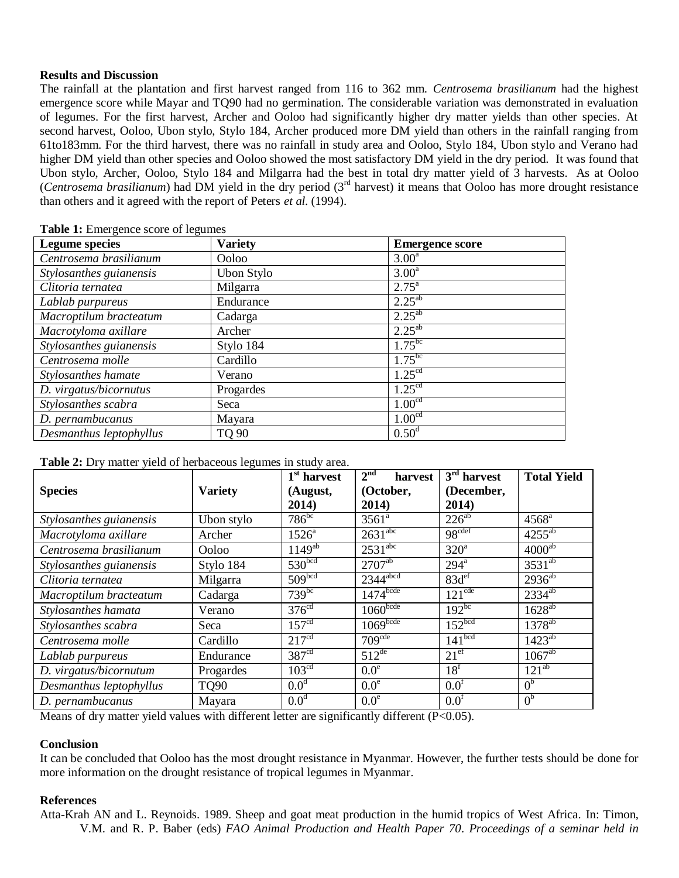**Results and Discussion**

The rainfall at the plantation and first harvest ranged from 116 to 362 mm. *Centrosema brasilianum* had the highest emergence score while Mayar and TQ90 had no germination. The considerable variation was demonstrated in evaluation of legumes. For the first harvest, Archer and Ooloo had significantly higher dry matter yields than other species. At second harvest, Ooloo, Ubon stylo, Stylo 184, Archer produced more DM yield than others in the rainfall ranging from 61to183mm. For the third harvest, there was no rainfall in study area and Ooloo, Stylo 184, Ubon stylo and Verano had higher DM yield than other species and Ooloo showed the most satisfactory DM yield in the dry period. It was found that Ubon stylo, Archer, Ooloo, Stylo 184 and Milgarra had the best in total dry matter yield of 3 harvests. As at Ooloo (*Centrosema brasilianum*) had DM yield in the dry period (3$^{rd}$ harvest) it means that Ooloo has more drought resistance than others and it agreed with the report of Peters *et al.* (1994).

**Table 1:** Emergence score of legumes

| Legume species | Variety | Emergence score |
|---|---|---|
| *Centrosema brasilianum* | Ooloo | $3.00^{a}$ |
| *Stylosanthes guianensis* | Ubon Stylo | $3.00^{a}$ |
| *Clitoria ternatea* | Milgarra | $2.75^{a}$ |
| *Lablab purpureus* | Endurance | $2.25^{ab}$ |
| *Macroptilum bracteatum* | Cadarga | $2.25^{ab}$ |
| *Macrotyloma axillare* | Archer | $2.25^{ab}$ |
| *Stylosanthes guianensis* | Stylo 184 | $1.75^{bc}$ |
| *Centrosema molle* | Cardillo | $1.75^{bc}$ |
| *Stylosanthes hamate* | Verano | $1.25^{cd}$ |
| *D. virgatus/bicornutus* | Progardes | $1.25^{cd}$ |
| *Stylosanthes scabra* | Seca | $1.00^{cd}$ |
| *D. pernambucanus* | Mayara | $1.00^{cd}$ |
| *Desmanthus leptophyllus* | TQ 90 | $0.50^{d}$ |

**Table 2:** Dry matter yield of herbaceous legumes in study area.

| Species | Variety | 1$^{st}$ harvest (August, 2014) | 2$^{nd}$ harvest (October, 2014) | 3$^{rd}$ harvest (December, 2014) | Total Yield |
|---|---|---|---|---|---|
| *Stylosanthes guianensis* | Ubon stylo | $786^{bc}$ | $3561^{a}$ | $226^{ab}$ | $4568^{a}$ |
| *Macrotyloma axillare* | Archer | $1526^{a}$ | $2631^{abc}$ | $98^{cdef}$ | $4255^{ab}$ |
| *Centrosema brasilianum* | Ooloo | $1149^{ab}$ | $2531^{abc}$ | $320^{a}$ | $4000^{ab}$ |
| *Stylosanthes guianensis* | Stylo 184 | $530^{bcd}$ | $2707^{ab}$ | $294^{a}$ | $3531^{ab}$ |
| *Clitoria ternatea* | Milgarra | $509^{bcd}$ | $2344^{abcd}$ | $83d^{ef}$ | $2936^{ab}$ |
| *Macroptilum bracteatum* | Cadarga | $739^{bc}$ | $1474^{bcde}$ | $121^{cde}$ | $2334^{ab}$ |
| *Stylosanthes hamata* | Verano | $376^{cd}$ | $1060^{bcde}$ | $192^{bc}$ | $1628^{ab}$ |
| *Stylosanthes scabra* | Seca | $157^{cd}$ | $1069^{bcde}$ | $152^{bcd}$ | $1378^{ab}$ |
| *Centrosema molle* | Cardillo | $217^{cd}$ | $709^{cde}$ | $141^{bcd}$ | $1423^{ab}$ |
| *Lablab purpureus* | Endurance | $387^{cd}$ | $512^{de}$ | $21^{ef}$ | $1067^{ab}$ |
| *D. virgatus/bicornutum* | Progardes | $103^{cd}$ | $0.0^{e}$ | $18^{f}$ | $121^{ab}$ |
| *Desmanthus leptophyllus* | TQ90 | $0.0^{d}$ | $0.0^{e}$ | $0.0^{f}$ | $0^{b}$ |
| *D. pernambucanus* | Mayara | $0.0^{d}$ | $0.0^{e}$ | $0.0^{f}$ | $0^{b}$ |

Means of dry matter yield values with different letter are significantly different ($P<0.05$).

**Conclusion**

It can be concluded that Ooloo has the most drought resistance in Myanmar. However, the further tests should be done for more information on the drought resistance of tropical legumes in Myanmar.

**References**

Atta-Krah AN and L. Reynoids. 1989. Sheep and goat meat production in the humid tropics of West Africa. In: Timon, V.M. and R. P. Baber (eds) *FAO Animal Production and Health Paper 70*. *Proceedings of a seminar held in*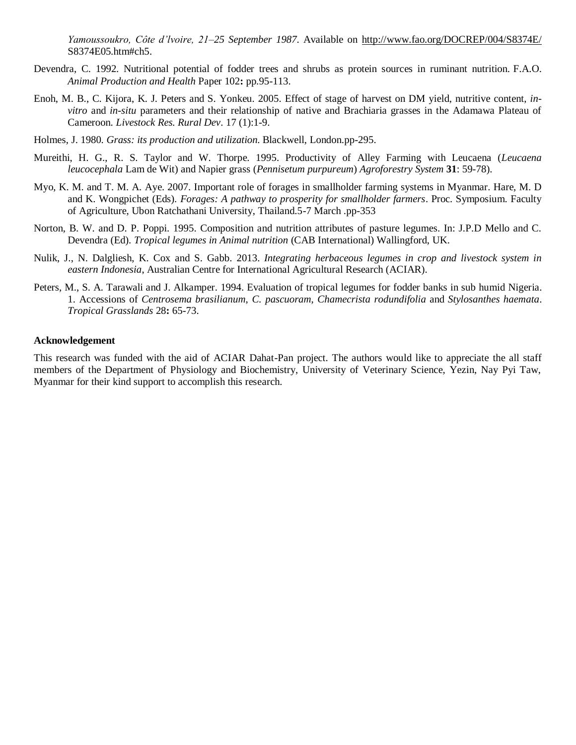*Yamoussoukro, Côte d'lvoire, 21–25 September 1987*. Available on http://www.fao.org/DOCREP/004/S8374E/ S8374E05.htm#ch5.

Devendra, C. 1992. Nutritional potential of fodder trees and shrubs as protein sources in ruminant nutrition. F.A.O. *Animal Production and Health* Paper 102**:** pp.95-113.

Enoh, M. B., C. Kijora, K. J. Peters and S. Yonkeu. 2005. Effect of stage of harvest on DM yield, nutritive content, *in-vitro* and *in-situ* parameters and their relationship of native and Brachiaria grasses in the Adamawa Plateau of Cameroon. *Livestock Res. Rural Dev*. 17 (1):1-9.

Holmes, J. 1980. *Grass: its production and utilization.* Blackwell, London.pp-295.

Mureithi, H. G., R. S. Taylor and W. Thorpe. 1995. Productivity of Alley Farming with Leucaena (*Leucaena leucocephala* Lam de Wit) and Napier grass (*Pennisetum purpureum*) *Agroforestry System* **31**: 59-78).

Myo, K. M. and T. M. A. Aye. 2007. Important role of forages in smallholder farming systems in Myanmar. Hare, M. D and K. Wongpichet (Eds). *Forages: A pathway to prosperity for smallholder farmers*. Proc. Symposium. Faculty of Agriculture, Ubon Ratchathani University, Thailand.5-7 March .pp-353

Norton, B. W. and D. P. Poppi. 1995. Composition and nutrition attributes of pasture legumes. In: J.P.D Mello and C. Devendra (Ed). *Tropical legumes in Animal nutrition* (CAB International) Wallingford, UK.

Nulik, J., N. Dalgliesh, K. Cox and S. Gabb. 2013. *Integrating herbaceous legumes in crop and livestock system in eastern Indonesia*, Australian Centre for International Agricultural Research (ACIAR).

Peters, M., S. A. Tarawali and J. Alkamper. 1994. Evaluation of tropical legumes for fodder banks in sub humid Nigeria. 1. Accessions of *Centrosema brasilianum*, *C. pascuoram*, *Chamecrista rodundifolia* and *Stylosanthes haemata*. *Tropical Grasslands* 28**:** 65-73.

**Acknowledgement**

This research was funded with the aid of ACIAR Dahat-Pan project. The authors would like to appreciate the all staff members of the Department of Physiology and Biochemistry, University of Veterinary Science, Yezin, Nay Pyi Taw, Myanmar for their kind support to accomplish this research.